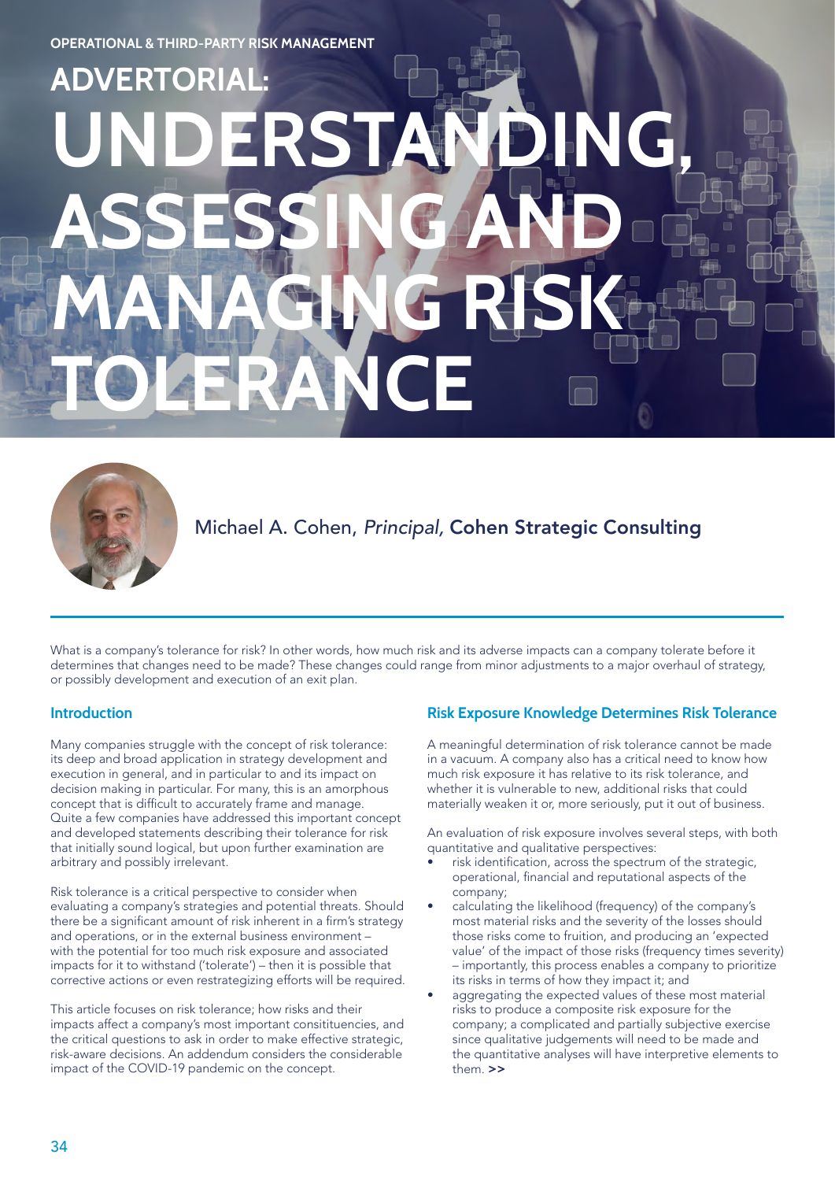OPERATIONAL & THIRD-PARTY RISK MANAGEMENT

# ADVERTORIAL: UNDERSTANDING, ASSESSING AND MANAGING RISK TOLERANCE

Michael A. Cohen, *Principal,* **Cohen Strategic Consulting**

What is a company's tolerance for risk? In other words, how much risk and its adverse impacts can a company tolerate before it determines that changes need to be made? These changes could range from minor adjustments to a major overhaul of strategy, or possibly development and execution of an exit plan.

## Introduction

Many companies struggle with the concept of risk tolerance: its deep and broad application in strategy development and execution in general, and in particular to and its impact on decision making in particular. For many, this is an amorphous concept that is difficult to accurately frame and manage. Quite a few companies have addressed this important concept and developed statements describing their tolerance for risk that initially sound logical, but upon further examination are arbitrary and possibly irrelevant.

Risk tolerance is a critical perspective to consider when evaluating a company's strategies and potential threats. Should there be a significant amount of risk inherent in a firm's strategy and operations, or in the external business environment – with the potential for too much risk exposure and associated impacts for it to withstand ('tolerate') – then it is possible that corrective actions or even restrategizing efforts will be required.

This article focuses on risk tolerance; how risks and their impacts affect a company's most important consitituencies, and the critical questions to ask in order to make effective strategic, risk-aware decisions. An addendum considers the considerable impact of the COVID-19 pandemic on the concept.

## Risk Exposure Knowledge Determines Risk Tolerance

A meaningful determination of risk tolerance cannot be made in a vacuum. A company also has a critical need to know how much risk exposure it has relative to its risk tolerance, and whether it is vulnerable to new, additional risks that could materially weaken it or, more seriously, put it out of business.

An evaluation of risk exposure involves several steps, with both quantitative and qualitative perspectives:

- risk identification, across the spectrum of the strategic, operational, financial and reputational aspects of the company;
- calculating the likelihood (frequency) of the company's most material risks and the severity of the losses should those risks come to fruition, and producing an 'expected value' of the impact of those risks (frequency times severity) – importantly, this process enables a company to prioritize its risks in terms of how they impact it; and
- aggregating the expected values of these most material risks to produce a composite risk exposure for the company; a complicated and partially subjective exercise since qualitative judgements will need to be made and the quantitative analyses will have interpretive elements to them. **>>**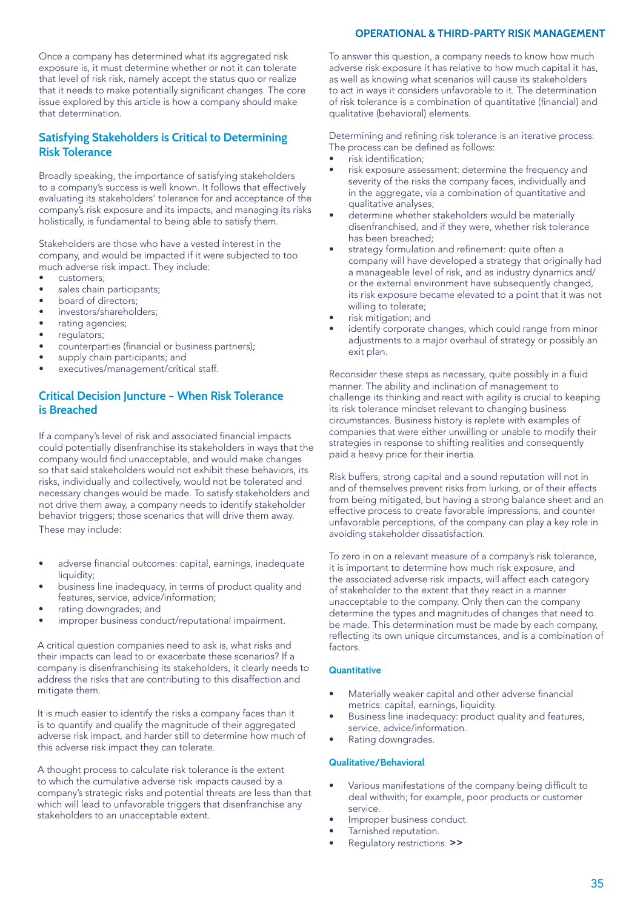Once a company has determined what its aggregated risk exposure is, it must determine whether or not it can tolerate that level of risk risk, namely accept the status quo or realize that it needs to make potentially significant changes. The core issue explored by this article is how a company should make that determination.

## Satisfying Stakeholders is Critical to Determining Risk Tolerance

Broadly speaking, the importance of satisfying stakeholders to a company's success is well known. It follows that effectively evaluating its stakeholders' tolerance for and acceptance of the company's risk exposure and its impacts, and managing its risks holistically, is fundamental to being able to satisfy them.

Stakeholders are those who have a vested interest in the company, and would be impacted if it were subjected to too much adverse risk impact. They include:

- customers;
- sales chain participants;
- board of directors;
- investors/shareholders;
- rating agencies;
- regulators;
- counterparties (financial or business partners);
- supply chain participants; and
- executives/management/critical staff.

## Critical Decision Juncture – When Risk Tolerance is Breached

If a company's level of risk and associated financial impacts could potentially disenfranchise its stakeholders in ways that the company would find unacceptable, and would make changes so that said stakeholders would not exhibit these behaviors, its risks, individually and collectively, would not be tolerated and necessary changes would be made. To satisfy stakeholders and not drive them away, a company needs to identify stakeholder behavior triggers; those scenarios that will drive them away. These may include:

- adverse financial outcomes: capital, earnings, inadequate liquidity;
- business line inadequacy, in terms of product quality and features, service, advice/information;
- rating downgrades; and
- improper business conduct/reputational impairment.

A critical question companies need to ask is, what risks and their impacts can lead to or exacerbate these scenarios? If a company is disenfranchising its stakeholders, it clearly needs to address the risks that are contributing to this disaffection and mitigate them.

It is much easier to identify the risks a company faces than it is to quantify and qualify the magnitude of their aggregated adverse risk impact, and harder still to determine how much of this adverse risk impact they can tolerate.

A thought process to calculate risk tolerance is the extent to which the cumulative adverse risk impacts caused by a company's strategic risks and potential threats are less than that which will lead to unfavorable triggers that disenfranchise any stakeholders to an unacceptable extent.

To answer this question, a company needs to know how much adverse risk exposure it has relative to how much capital it has, as well as knowing what scenarios will cause its stakeholders to act in ways it considers unfavorable to it. The determination of risk tolerance is a combination of quantitative (financial) and qualitative (behavioral) elements.

Determining and refining risk tolerance is an iterative process: The process can be defined as follows:

- risk identification;
- risk exposure assessment: determine the frequency and severity of the risks the company faces, individually and in the aggregate, via a combination of quantitative and qualitative analyses;
- determine whether stakeholders would be materially disenfranchised, and if they were, whether risk tolerance has been breached;
- strategy formulation and refinement: quite often a company will have developed a strategy that originally had a manageable level of risk, and as industry dynamics and/or the external environment have subsequently changed, its risk exposure became elevated to a point that it was not willing to tolerate;
- risk mitigation; and
- identify corporate changes, which could range from minor adjustments to a major overhaul of strategy or possibly an exit plan.

Reconsider these steps as necessary, quite possibly in a fluid manner. The ability and inclination of management to challenge its thinking and react with agility is crucial to keeping its risk tolerance mindset relevant to changing business circumstances. Business history is replete with examples of companies that were either unwilling or unable to modify their strategies in response to shifting realities and consequently paid a heavy price for their inertia.

Risk buffers, strong capital and a sound reputation will not in and of themselves prevent risks from lurking, or of their effects from being mitigated, but having a strong balance sheet and an effective process to create favorable impressions, and counter unfavorable perceptions, of the company can play a key role in avoiding stakeholder dissatisfaction.

To zero in on a relevant measure of a company's risk tolerance, it is important to determine how much risk exposure, and the associated adverse risk impacts, will affect each category of stakeholder to the extent that they react in a manner unacceptable to the company. Only then can the company determine the types and magnitudes of changes that need to be made. This determination must be made by each company, reflecting its own unique circumstances, and is a combination of factors.

#### Quantitative

- Materially weaker capital and other adverse financial metrics: capital, earnings, liquidity.
- Business line inadequacy: product quality and features, service, advice/information.
- Rating downgrades.

#### Qualitative/Behavioral

- Various manifestations of the company being difficult to deal withwith; for example, poor products or customer service.
- Improper business conduct.
- Tarnished reputation.
- Regulatory restrictions. >>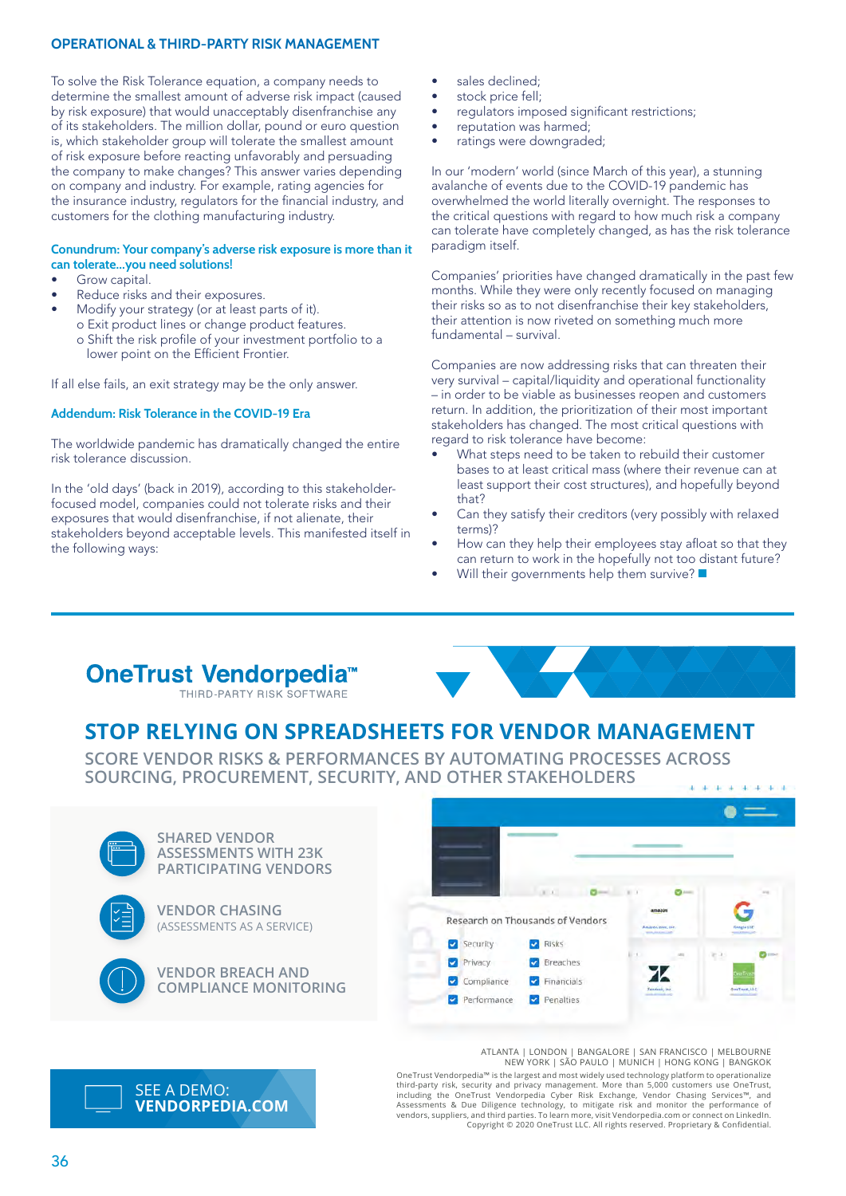## OPERATIONAL & THIRD-PARTY RISK MANAGEMENT

To solve the Risk Tolerance equation, a company needs to determine the smallest amount of adverse risk impact (caused by risk exposure) that would unacceptably disenfranchise any of its stakeholders. The million dollar, pound or euro question is, which stakeholder group will tolerate the smallest amount of risk exposure before reacting unfavorably and persuading the company to make changes? This answer varies depending on company and industry. For example, rating agencies for the insurance industry, regulators for the financial industry, and customers for the clothing manufacturing industry.

### Conundrum: Your company's adverse risk exposure is more than it can tolerate...you need solutions!

- Grow capital.
- Reduce risks and their exposures.
- Modify your strategy (or at least parts of it).
  - Exit product lines or change product features.
  - Shift the risk profile of your investment portfolio to a lower point on the Efficient Frontier.

If all else fails, an exit strategy may be the only answer.

### Addendum: Risk Tolerance in the COVID-19 Era

The worldwide pandemic has dramatically changed the entire risk tolerance discussion.

In the 'old days' (back in 2019), according to this stakeholder-focused model, companies could not tolerate risks and their exposures that would disenfranchise, if not alienate, their stakeholders beyond acceptable levels. This manifested itself in the following ways:

- sales declined;
- stock price fell;
- regulators imposed significant restrictions;
- reputation was harmed;
- ratings were downgraded;

In our 'modern' world (since March of this year), a stunning avalanche of events due to the COVID-19 pandemic has overwhelmed the world literally overnight. The responses to the critical questions with regard to how much risk a company can tolerate have completely changed, as has the risk tolerance paradigm itself.

Companies' priorities have changed dramatically in the past few months. While they were only recently focused on managing their risks so as to not disenfranchise their key stakeholders, their attention is now riveted on something much more fundamental – survival.

Companies are now addressing risks that can threaten their very survival – capital/liquidity and operational functionality – in order to be viable as businesses reopen and customers return. In addition, the prioritization of their most important stakeholders has changed. The most critical questions with regard to risk tolerance have become:

- What steps need to be taken to rebuild their customer bases to at least critical mass (where their revenue can at least support their cost structures), and hopefully beyond that?
- Can they satisfy their creditors (very possibly with relaxed terms)?
- How can they help their employees stay afloat so that they can return to work in the hopefully not too distant future?
- Will their governments help them survive?

---

**OneTrust Vendorpedia™**
THIRD-PARTY RISK SOFTWARE

## STOP RELYING ON SPREADSHEETS FOR VENDOR MANAGEMENT

### SCORE VENDOR RISKS & PERFORMANCES BY AUTOMATING PROCESSES ACROSS SOURCING, PROCUREMENT, SECURITY, AND OTHER STAKEHOLDERS

- SHARED VENDOR ASSESSMENTS WITH 23K PARTICIPATING VENDORS
- VENDOR CHASING (ASSESSMENTS AS A SERVICE)
- VENDOR BREACH AND COMPLIANCE MONITORING

Research on Thousands of Vendors

- Security
- Privacy
- Compliance
- Performance
- Risks
- Breaches
- Financials
- Penalties

SEE A DEMO: **VENDORPEDIA.COM**

ATLANTA | LONDON | BANGALORE | SAN FRANCISCO | MELBOURNE
NEW YORK | SÃO PAULO | MUNICH | HONG KONG | BANGKOK

OneTrust Vendorpedia™ is the largest and most widely used technology platform to operationalize third-party risk, security and privacy management. More than 5,000 customers use OneTrust, including the OneTrust Vendorpedia Cyber Risk Exchange, Vendor Chasing Services™, and Assessments & Due Diligence technology, to mitigate risk and monitor the performance of vendors, suppliers, and third parties. To learn more, visit Vendorpedia.com or connect on LinkedIn.
Copyright © 2020 OneTrust LLC. All rights reserved. Proprietary & Confidential.